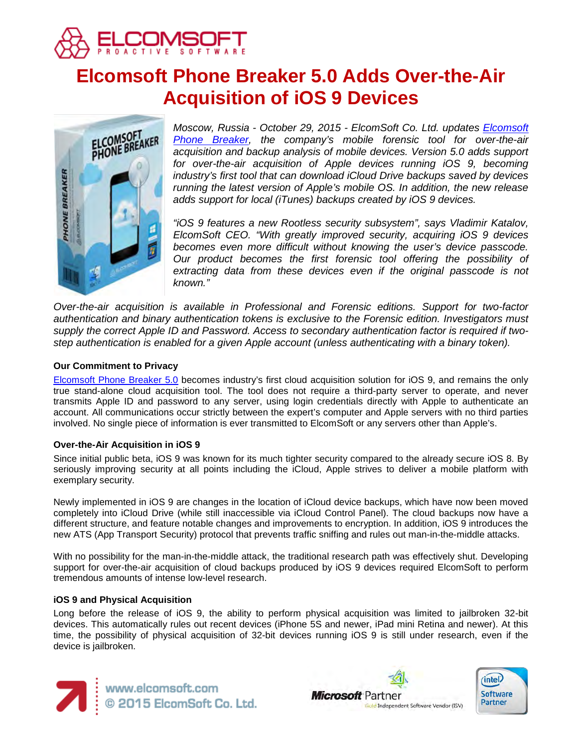# Elcomsoft Phone Breaker 5.0 Adds Over-the-Air Acquisition of iOS 9 Devices

*Moscow, Russia - October 29, 2015 - ElcomSoft Co. Ltd. updates [Elcomsoft Phone Breaker](), the company's mobile forensic tool for over-the-air acquisition and backup analysis of mobile devices. Version 5.0 adds support for over-the-air acquisition of Apple devices running iOS 9, becoming industry's first tool that can download iCloud Drive backups saved by devices running the latest version of Apple's mobile OS. In addition, the new release adds support for local (iTunes) backups created by iOS 9 devices.*

*"iOS 9 features a new Rootless security subsystem", says Vladimir Katalov, ElcomSoft CEO. "With greatly improved security, acquiring iOS 9 devices becomes even more difficult without knowing the user's device passcode. Our product becomes the first forensic tool offering the possibility of extracting data from these devices even if the original passcode is not known."*

*Over-the-air acquisition is available in Professional and Forensic editions. Support for two-factor authentication and binary authentication tokens is exclusive to the Forensic edition. Investigators must supply the correct Apple ID and Password. Access to secondary authentication factor is required if two-step authentication is enabled for a given Apple account (unless authenticating with a binary token).*

### Our Commitment to Privacy

[Elcomsoft Phone Breaker 5.0]() becomes industry's first cloud acquisition solution for iOS 9, and remains the only true stand-alone cloud acquisition tool. The tool does not require a third-party server to operate, and never transmits Apple ID and password to any server, using login credentials directly with Apple to authenticate an account. All communications occur strictly between the expert's computer and Apple servers with no third parties involved. No single piece of information is ever transmitted to ElcomSoft or any servers other than Apple's.

### Over-the-Air Acquisition in iOS 9

Since initial public beta, iOS 9 was known for its much tighter security compared to the already secure iOS 8. By seriously improving security at all points including the iCloud, Apple strives to deliver a mobile platform with exemplary security.

Newly implemented in iOS 9 are changes in the location of iCloud device backups, which have now been moved completely into iCloud Drive (while still inaccessible via iCloud Control Panel). The cloud backups now have a different structure, and feature notable changes and improvements to encryption. In addition, iOS 9 introduces the new ATS (App Transport Security) protocol that prevents traffic sniffing and rules out man-in-the-middle attacks.

With no possibility for the man-in-the-middle attack, the traditional research path was effectively shut. Developing support for over-the-air acquisition of cloud backups produced by iOS 9 devices required ElcomSoft to perform tremendous amounts of intense low-level research.

### iOS 9 and Physical Acquisition

Long before the release of iOS 9, the ability to perform physical acquisition was limited to jailbroken 32-bit devices. This automatically rules out recent devices (iPhone 5S and newer, iPad mini Retina and newer). At this time, the possibility of physical acquisition of 32-bit devices running iOS 9 is still under research, even if the device is jailbroken.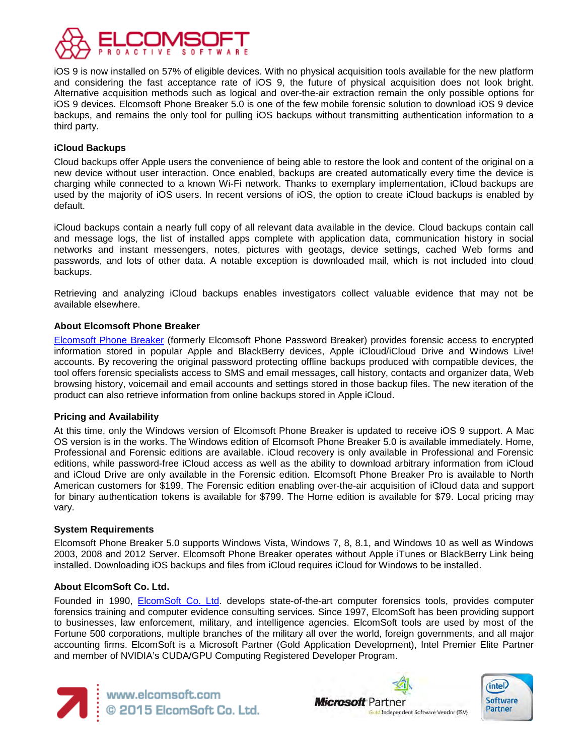iOS 9 is now installed on 57% of eligible devices. With no physical acquisition tools available for the new platform and considering the fast acceptance rate of iOS 9, the future of physical acquisition does not look bright. Alternative acquisition methods such as logical and over-the-air extraction remain the only possible options for iOS 9 devices. Elcomsoft Phone Breaker 5.0 is one of the few mobile forensic solution to download iOS 9 device backups, and remains the only tool for pulling iOS backups without transmitting authentication information to a third party.

**iCloud Backups**

Cloud backups offer Apple users the convenience of being able to restore the look and content of the original on a new device without user interaction. Once enabled, backups are created automatically every time the device is charging while connected to a known Wi-Fi network. Thanks to exemplary implementation, iCloud backups are used by the majority of iOS users. In recent versions of iOS, the option to create iCloud backups is enabled by default.

iCloud backups contain a nearly full copy of all relevant data available in the device. Cloud backups contain call and message logs, the list of installed apps complete with application data, communication history in social networks and instant messengers, notes, pictures with geotags, device settings, cached Web forms and passwords, and lots of other data. A notable exception is downloaded mail, which is not included into cloud backups.

Retrieving and analyzing iCloud backups enables investigators collect valuable evidence that may not be available elsewhere.

**About Elcomsoft Phone Breaker**

Elcomsoft Phone Breaker (formerly Elcomsoft Phone Password Breaker) provides forensic access to encrypted information stored in popular Apple and BlackBerry devices, Apple iCloud/iCloud Drive and Windows Live! accounts. By recovering the original password protecting offline backups produced with compatible devices, the tool offers forensic specialists access to SMS and email messages, call history, contacts and organizer data, Web browsing history, voicemail and email accounts and settings stored in those backup files. The new iteration of the product can also retrieve information from online backups stored in Apple iCloud.

**Pricing and Availability**

At this time, only the Windows version of Elcomsoft Phone Breaker is updated to receive iOS 9 support. A Mac OS version is in the works. The Windows edition of Elcomsoft Phone Breaker 5.0 is available immediately. Home, Professional and Forensic editions are available. iCloud recovery is only available in Professional and Forensic editions, while password-free iCloud access as well as the ability to download arbitrary information from iCloud and iCloud Drive are only available in the Forensic edition. Elcomsoft Phone Breaker Pro is available to North American customers for $199. The Forensic edition enabling over-the-air acquisition of iCloud data and support for binary authentication tokens is available for $799. The Home edition is available for $79. Local pricing may vary.

**System Requirements**

Elcomsoft Phone Breaker 5.0 supports Windows Vista, Windows 7, 8, 8.1, and Windows 10 as well as Windows 2003, 2008 and 2012 Server. Elcomsoft Phone Breaker operates without Apple iTunes or BlackBerry Link being installed. Downloading iOS backups and files from iCloud requires iCloud for Windows to be installed.

**About ElcomSoft Co. Ltd.**

Founded in 1990, ElcomSoft Co. Ltd. develops state-of-the-art computer forensics tools, provides computer forensics training and computer evidence consulting services. Since 1997, ElcomSoft has been providing support to businesses, law enforcement, military, and intelligence agencies. ElcomSoft tools are used by most of the Fortune 500 corporations, multiple branches of the military all over the world, foreign governments, and all major accounting firms. ElcomSoft is a Microsoft Partner (Gold Application Development), Intel Premier Elite Partner and member of NVIDIA's CUDA/GPU Computing Registered Developer Program.